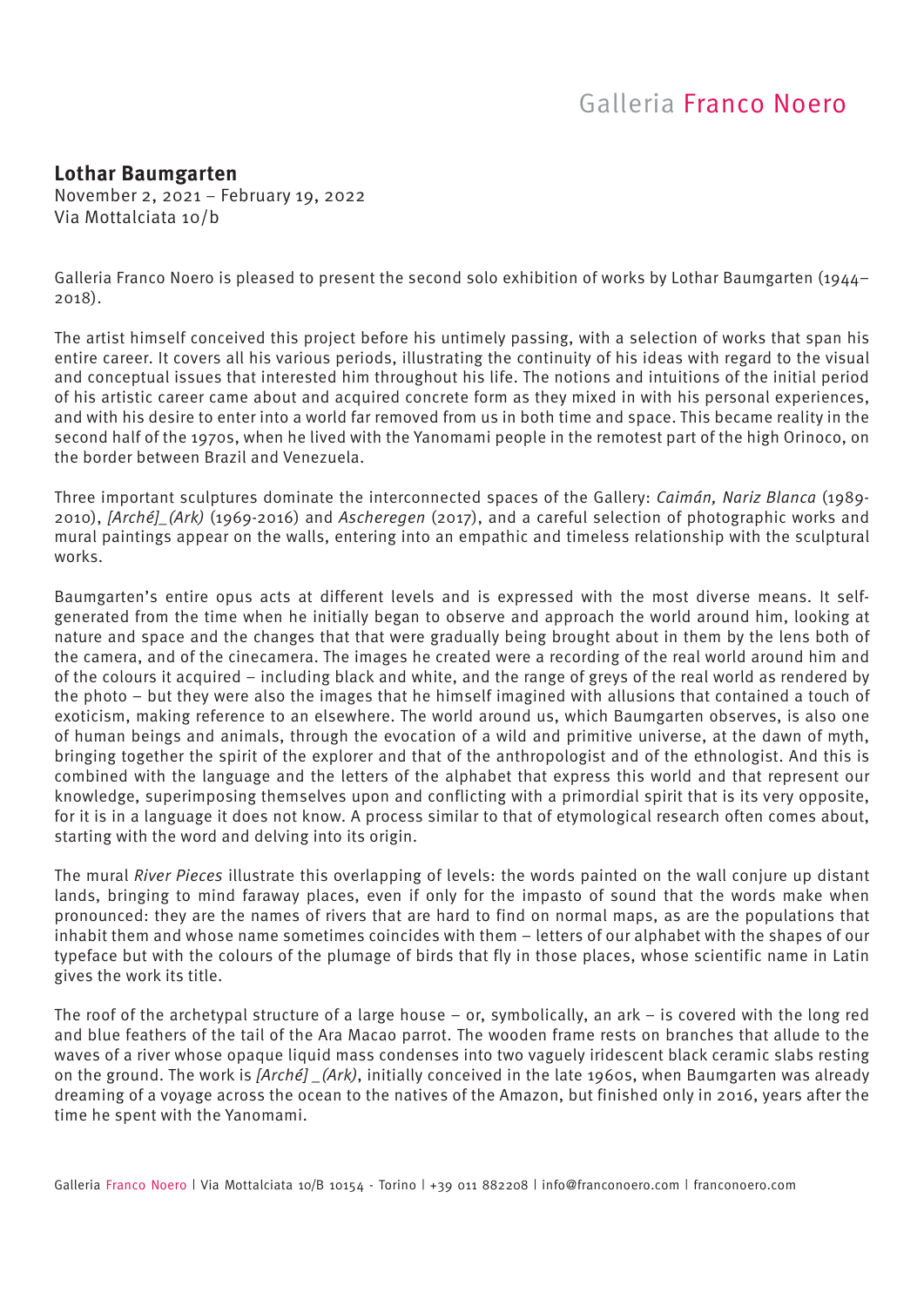Galleria Franco Noero

**Lothar Baumgarten**
November 2, 2021 – February 19, 2022
Via Mottalciata 10/b

Galleria Franco Noero is pleased to present the second solo exhibition of works by Lothar Baumgarten (1944–2018).

The artist himself conceived this project before his untimely passing, with a selection of works that span his entire career. It covers all his various periods, illustrating the continuity of his ideas with regard to the visual and conceptual issues that interested him throughout his life. The notions and intuitions of the initial period of his artistic career came about and acquired concrete form as they mixed in with his personal experiences, and with his desire to enter into a world far removed from us in both time and space. This became reality in the second half of the 1970s, when he lived with the Yanomami people in the remotest part of the high Orinoco, on the border between Brazil and Venezuela.

Three important sculptures dominate the interconnected spaces of the Gallery: *Caimán, Nariz Blanca* (1989-2010), *[Arché]_(Ark)* (1969-2016) and *Ascheregen* (2017), and a careful selection of photographic works and mural paintings appear on the walls, entering into an empathic and timeless relationship with the sculptural works.

Baumgarten's entire opus acts at different levels and is expressed with the most diverse means. It self-generated from the time when he initially began to observe and approach the world around him, looking at nature and space and the changes that that were gradually being brought about in them by the lens both of the camera, and of the cinecamera. The images he created were a recording of the real world around him and of the colours it acquired – including black and white, and the range of greys of the real world as rendered by the photo – but they were also the images that he himself imagined with allusions that contained a touch of exoticism, making reference to an elsewhere. The world around us, which Baumgarten observes, is also one of human beings and animals, through the evocation of a wild and primitive universe, at the dawn of myth, bringing together the spirit of the explorer and that of the anthropologist and of the ethnologist. And this is combined with the language and the letters of the alphabet that express this world and that represent our knowledge, superimposing themselves upon and conflicting with a primordial spirit that is its very opposite, for it is in a language it does not know. A process similar to that of etymological research often comes about, starting with the word and delving into its origin.

The mural *River Pieces* illustrate this overlapping of levels: the words painted on the wall conjure up distant lands, bringing to mind faraway places, even if only for the impasto of sound that the words make when pronounced: they are the names of rivers that are hard to find on normal maps, as are the populations that inhabit them and whose name sometimes coincides with them – letters of our alphabet with the shapes of our typeface but with the colours of the plumage of birds that fly in those places, whose scientific name in Latin gives the work its title.

The roof of the archetypal structure of a large house – or, symbolically, an ark – is covered with the long red and blue feathers of the tail of the Ara Macao parrot. The wooden frame rests on branches that allude to the waves of a river whose opaque liquid mass condenses into two vaguely iridescent black ceramic slabs resting on the ground. The work is *[Arché] _(Ark)*, initially conceived in the late 1960s, when Baumgarten was already dreaming of a voyage across the ocean to the natives of the Amazon, but finished only in 2016, years after the time he spent with the Yanomami.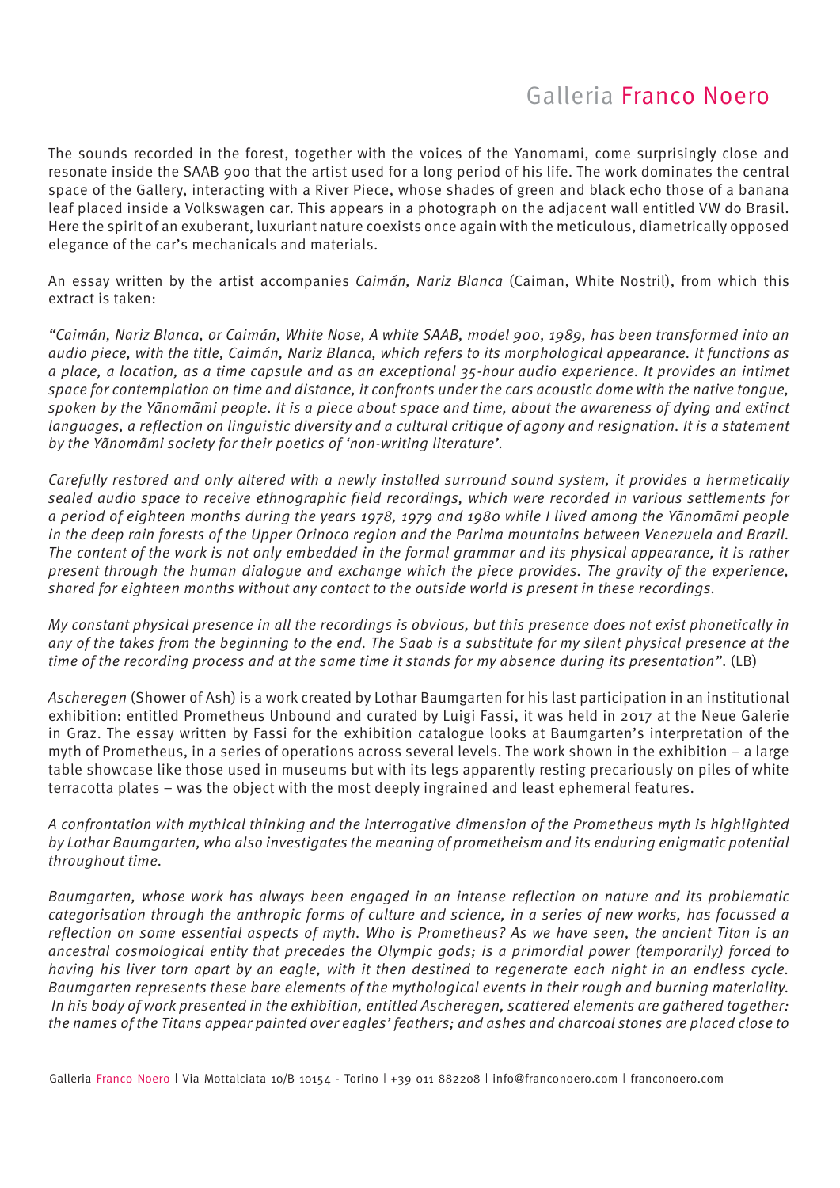The sounds recorded in the forest, together with the voices of the Yanomami, come surprisingly close and resonate inside the SAAB 900 that the artist used for a long period of his life. The work dominates the central space of the Gallery, interacting with a River Piece, whose shades of green and black echo those of a banana leaf placed inside a Volkswagen car. This appears in a photograph on the adjacent wall entitled VW do Brasil. Here the spirit of an exuberant, luxuriant nature coexists once again with the meticulous, diametrically opposed elegance of the car's mechanicals and materials.

An essay written by the artist accompanies *Caimán, Nariz Blanca* (Caiman, White Nostril), from which this extract is taken:

*"Caimán, Nariz Blanca, or Caimán, White Nose, A white SAAB, model 900, 1989, has been transformed into an audio piece, with the title, Caimán, Nariz Blanca, which refers to its morphological appearance. It functions as a place, a location, as a time capsule and as an exceptional 35-hour audio experience. It provides an intimet space for contemplation on time and distance, it confronts under the cars acoustic dome with the native tongue, spoken by the Yãnomãmi people. It is a piece about space and time, about the awareness of dying and extinct languages, a reflection on linguistic diversity and a cultural critique of agony and resignation. It is a statement by the Yãnomãmi society for their poetics of 'non-writing literature'.*

*Carefully restored and only altered with a newly installed surround sound system, it provides a hermetically sealed audio space to receive ethnographic field recordings, which were recorded in various settlements for a period of eighteen months during the years 1978, 1979 and 1980 while I lived among the Yãnomãmi people in the deep rain forests of the Upper Orinoco region and the Parima mountains between Venezuela and Brazil. The content of the work is not only embedded in the formal grammar and its physical appearance, it is rather present through the human dialogue and exchange which the piece provides. The gravity of the experience, shared for eighteen months without any contact to the outside world is present in these recordings.*

*My constant physical presence in all the recordings is obvious, but this presence does not exist phonetically in any of the takes from the beginning to the end. The Saab is a substitute for my silent physical presence at the time of the recording process and at the same time it stands for my absence during its presentation".* (LB)

*Ascheregen* (Shower of Ash) is a work created by Lothar Baumgarten for his last participation in an institutional exhibition: entitled Prometheus Unbound and curated by Luigi Fassi, it was held in 2017 at the Neue Galerie in Graz. The essay written by Fassi for the exhibition catalogue looks at Baumgarten's interpretation of the myth of Prometheus, in a series of operations across several levels. The work shown in the exhibition – a large table showcase like those used in museums but with its legs apparently resting precariously on piles of white terracotta plates – was the object with the most deeply ingrained and least ephemeral features.

*A confrontation with mythical thinking and the interrogative dimension of the Prometheus myth is highlighted by Lothar Baumgarten, who also investigates the meaning of prometheism and its enduring enigmatic potential throughout time.*

*Baumgarten, whose work has always been engaged in an intense reflection on nature and its problematic categorisation through the anthropic forms of culture and science, in a series of new works, has focussed a reflection on some essential aspects of myth. Who is Prometheus? As we have seen, the ancient Titan is an ancestral cosmological entity that precedes the Olympic gods; is a primordial power (temporarily) forced to having his liver torn apart by an eagle, with it then destined to regenerate each night in an endless cycle. Baumgarten represents these bare elements of the mythological events in their rough and burning materiality. In his body of work presented in the exhibition, entitled Ascheregen, scattered elements are gathered together: the names of the Titans appear painted over eagles' feathers; and ashes and charcoal stones are placed close to*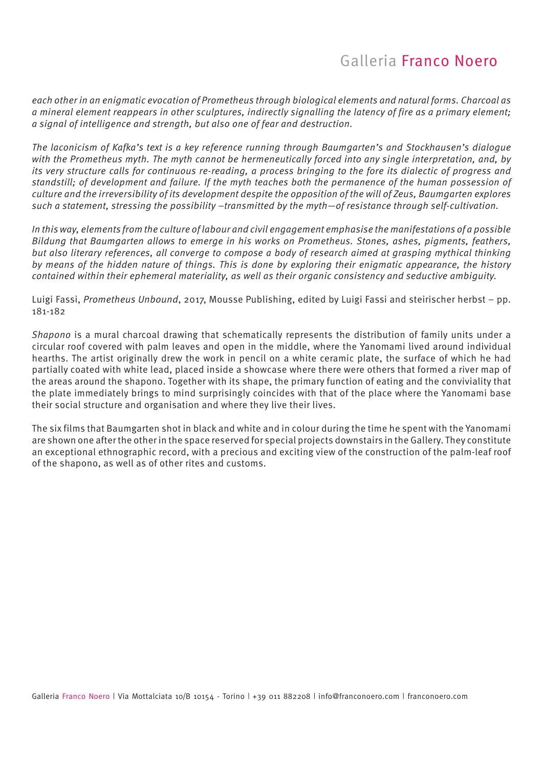*each other in an enigmatic evocation of Prometheus through biological elements and natural forms. Charcoal as a mineral element reappears in other sculptures, indirectly signalling the latency of fire as a primary element; a signal of intelligence and strength, but also one of fear and destruction.*

*The laconicism of Kafka's text is a key reference running through Baumgarten's and Stockhausen's dialogue with the Prometheus myth. The myth cannot be hermeneutically forced into any single interpretation, and, by its very structure calls for continuous re-reading, a process bringing to the fore its dialectic of progress and standstill; of development and failure. If the myth teaches both the permanence of the human possession of culture and the irreversibility of its development despite the opposition of the will of Zeus, Baumgarten explores such a statement, stressing the possibility –transmitted by the myth—of resistance through self-cultivation.*

*In this way, elements from the culture of labour and civil engagement emphasise the manifestations of a possible Bildung that Baumgarten allows to emerge in his works on Prometheus. Stones, ashes, pigments, feathers, but also literary references, all converge to compose a body of research aimed at grasping mythical thinking by means of the hidden nature of things. This is done by exploring their enigmatic appearance, the history contained within their ephemeral materiality, as well as their organic consistency and seductive ambiguity.*

Luigi Fassi, *Prometheus Unbound*, 2017, Mousse Publishing, edited by Luigi Fassi and steirischer herbst – pp. 181-182

*Shapono* is a mural charcoal drawing that schematically represents the distribution of family units under a circular roof covered with palm leaves and open in the middle, where the Yanomami lived around individual hearths. The artist originally drew the work in pencil on a white ceramic plate, the surface of which he had partially coated with white lead, placed inside a showcase where there were others that formed a river map of the areas around the shapono. Together with its shape, the primary function of eating and the conviviality that the plate immediately brings to mind surprisingly coincides with that of the place where the Yanomami base their social structure and organisation and where they live their lives.

The six films that Baumgarten shot in black and white and in colour during the time he spent with the Yanomami are shown one after the other in the space reserved for special projects downstairs in the Gallery. They constitute an exceptional ethnographic record, with a precious and exciting view of the construction of the palm-leaf roof of the shapono, as well as of other rites and customs.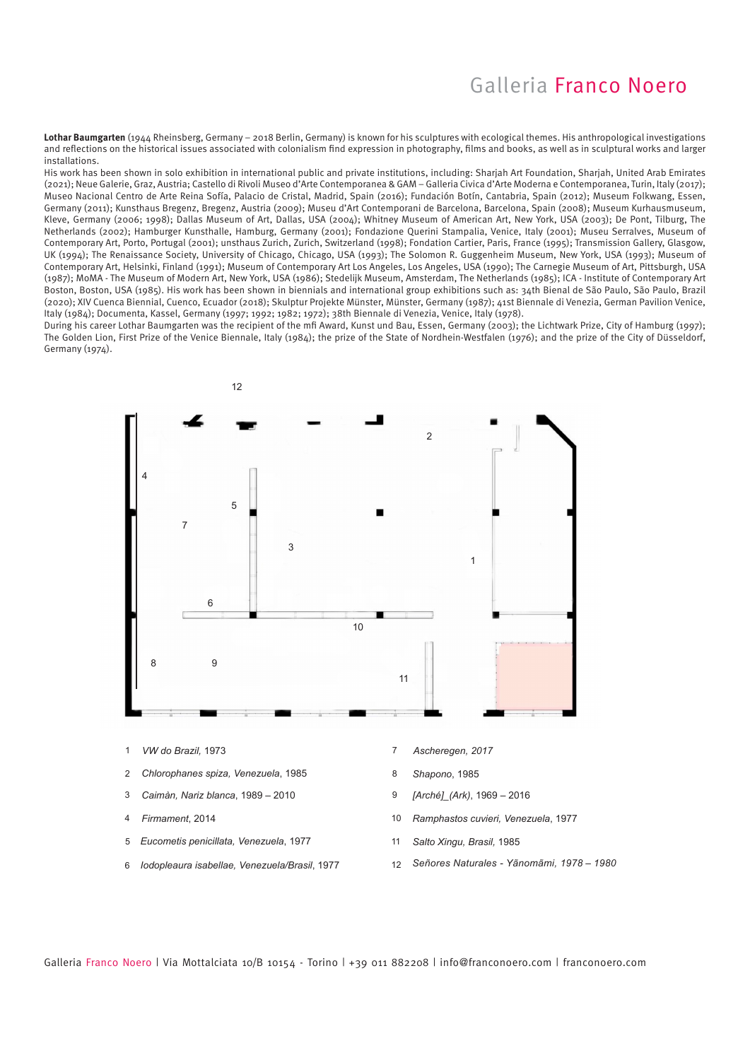Galleria Franco Noero

**Lothar Baumgarten** (1944 Rheinsberg, Germany – 2018 Berlin, Germany) is known for his sculptures with ecological themes. His anthropological investigations and reflections on the historical issues associated with colonialism find expression in photography, films and books, as well as in sculptural works and larger installations.

His work has been shown in solo exhibition in international public and private institutions, including: Sharjah Art Foundation, Sharjah, United Arab Emirates (2021); Neue Galerie, Graz, Austria; Castello di Rivoli Museo d'Arte Contemporanea & GAM – Galleria Civica d'Arte Moderna e Contemporanea, Turin, Italy (2017); Museo Nacional Centro de Arte Reina Sofía, Palacio de Cristal, Madrid, Spain (2016); Fundación Botín, Cantabria, Spain (2012); Museum Folkwang, Essen, Germany (2011); Kunsthaus Bregenz, Bregenz, Austria (2009); Museu d'Art Contemporani de Barcelona, Barcelona, Spain (2008); Museum Kurhausmuseum, Kleve, Germany (2006; 1998); Dallas Museum of Art, Dallas, USA (2004); Whitney Museum of American Art, New York, USA (2003); De Pont, Tilburg, The Netherlands (2002); Hamburger Kunsthalle, Hamburg, Germany (2001); Fondazione Querini Stampalia, Venice, Italy (2001); Museu Serralves, Museum of Contemporary Art, Porto, Portugal (2001); unsthaus Zurich, Zurich, Switzerland (1998); Fondation Cartier, Paris, France (1995); Transmission Gallery, Glasgow, UK (1994); The Renaissance Society, University of Chicago, Chicago, USA (1993); The Solomon R. Guggenheim Museum, New York, USA (1993); Museum of Contemporary Art, Helsinki, Finland (1991); Museum of Contemporary Art Los Angeles, Los Angeles, USA (1990); The Carnegie Museum of Art, Pittsburgh, USA (1987); MoMA - The Museum of Modern Art, New York, USA (1986); Stedelijk Museum, Amsterdam, The Netherlands (1985); ICA - Institute of Contemporary Art Boston, Boston, USA (1985). His work has been shown in biennials and international group exhibitions such as: 34th Bienal de São Paulo, São Paulo, Brazil (2020); XIV Cuenca Biennial, Cuenco, Ecuador (2018); Skulptur Projekte Münster, Münster, Germany (1987); 41st Biennale di Venezia, German Pavilion Venice, Italy (1984); Documenta, Kassel, Germany (1997; 1992; 1982; 1972); 38th Biennale di Venezia, Venice, Italy (1978).

During his career Lothar Baumgarten was the recipient of the mfi Award, Kunst und Bau, Essen, Germany (2003); the Lichtwark Prize, City of Hamburg (1997); The Golden Lion, First Prize of the Venice Biennale, Italy (1984); the prize of the State of Nordhein-Westfalen (1976); and the prize of the City of Düsseldorf, Germany (1974).

12
2
4
5
7
3
1
6
10
8
9
11

1 *VW do Brazil*, 1973

2 *Chlorophanes spiza, Venezuela*, 1985

3 *Caimàn, Nariz blanca*, 1989 – 2010

4 *Firmament*, 2014

5 *Eucometis penicillata, Venezuela*, 1977

6 *Iodopleaura isabellae, Venezuela/Brasil*, 1977

7 *Ascheregen, 2017*

8 *Shapono*, 1985

9 *[Arché]_(Ark)*, 1969 – 2016

10 *Ramphastos cuvieri, Venezuela*, 1977

11 *Salto Xingu, Brasil*, 1985

12 *Señores Naturales - Yãnomãmi, 1978 – 1980*

Galleria Franco Noero | Via Mottalciata 10/B 10154 - Torino | +39 011 882208 | info@franconoero.com | franconoero.com